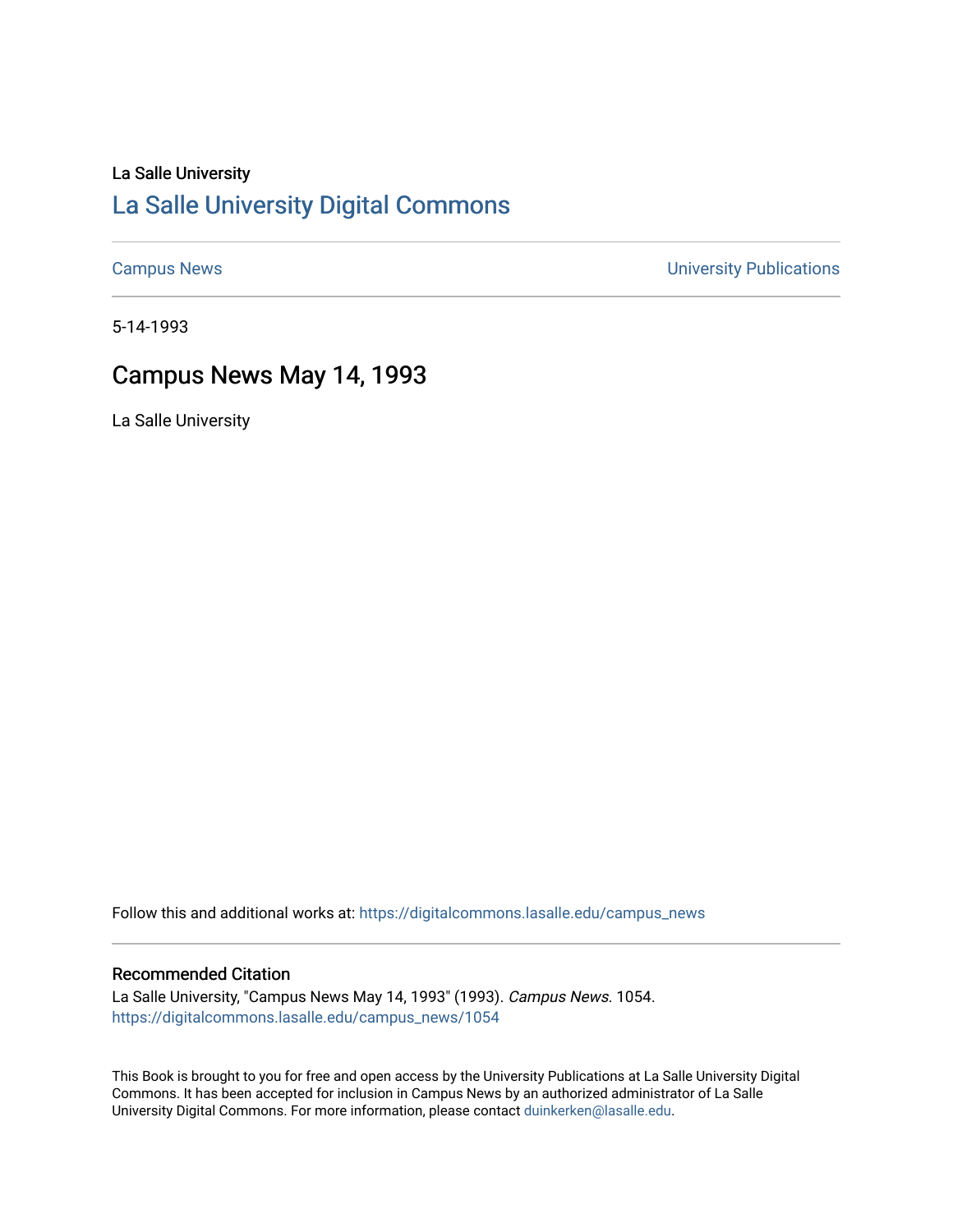La Salle University

# La Salle University Digital Commons

Campus News | University Publications

5-14-1993

## Campus News May 14, 1993

La Salle University

Follow this and additional works at: https://digitalcommons.lasalle.edu/campus_news

### Recommended Citation

La Salle University, "Campus News May 14, 1993" (1993). *Campus News*. 1054.
https://digitalcommons.lasalle.edu/campus_news/1054

This Book is brought to you for free and open access by the University Publications at La Salle University Digital Commons. It has been accepted for inclusion in Campus News by an authorized administrator of La Salle University Digital Commons. For more information, please contact duinkerken@lasalle.edu.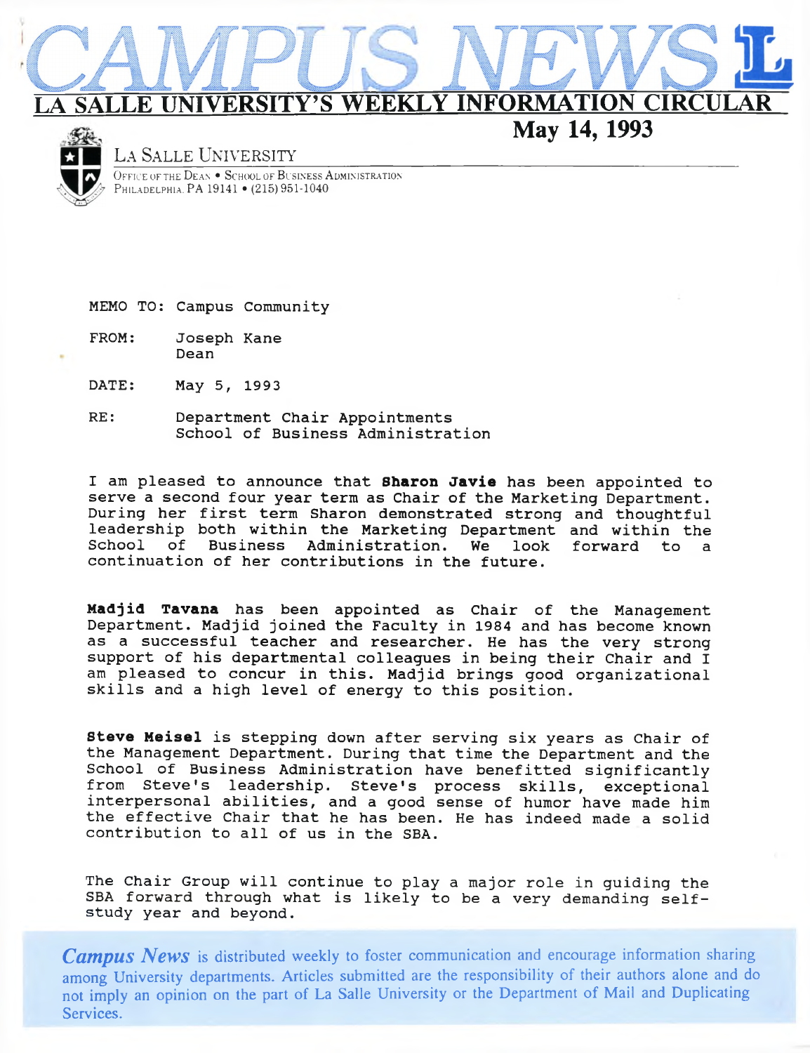# CAMPUS NEWS

## LA SALLE UNIVERSITY'S WEEKLY INFORMATION CIRCULAR

**May 14, 1993**

LA SALLE UNIVERSITY
OFFICE OF THE DEAN • SCHOOL OF BUSINESS ADMINISTRATION
PHILADELPHIA, PA 19141 • (215) 951-1040

MEMO TO: Campus Community

FROM: Joseph Kane
Dean

DATE: May 5, 1993

RE: Department Chair Appointments
School of Business Administration

I am pleased to announce that **Sharon Javie** has been appointed to serve a second four year term as Chair of the Marketing Department. During her first term Sharon demonstrated strong and thoughtful leadership both within the Marketing Department and within the School of Business Administration. We look forward to a continuation of her contributions in the future.

**Madjid Tavana** has been appointed as Chair of the Management Department. Madjid joined the Faculty in 1984 and has become known as a successful teacher and researcher. He has the very strong support of his departmental colleagues in being their Chair and I am pleased to concur in this. Madjid brings good organizational skills and a high level of energy to this position.

**Steve Meisel** is stepping down after serving six years as Chair of the Management Department. During that time the Department and the School of Business Administration have benefitted significantly from Steve's leadership. Steve's process skills, exceptional interpersonal abilities, and a good sense of humor have made him the effective Chair that he has been. He has indeed made a solid contribution to all of us in the SBA.

The Chair Group will continue to play a major role in guiding the SBA forward through what is likely to be a very demanding self-study year and beyond.

*Campus News* is distributed weekly to foster communication and encourage information sharing among University departments. Articles submitted are the responsibility of their authors alone and do not imply an opinion on the part of La Salle University or the Department of Mail and Duplicating Services.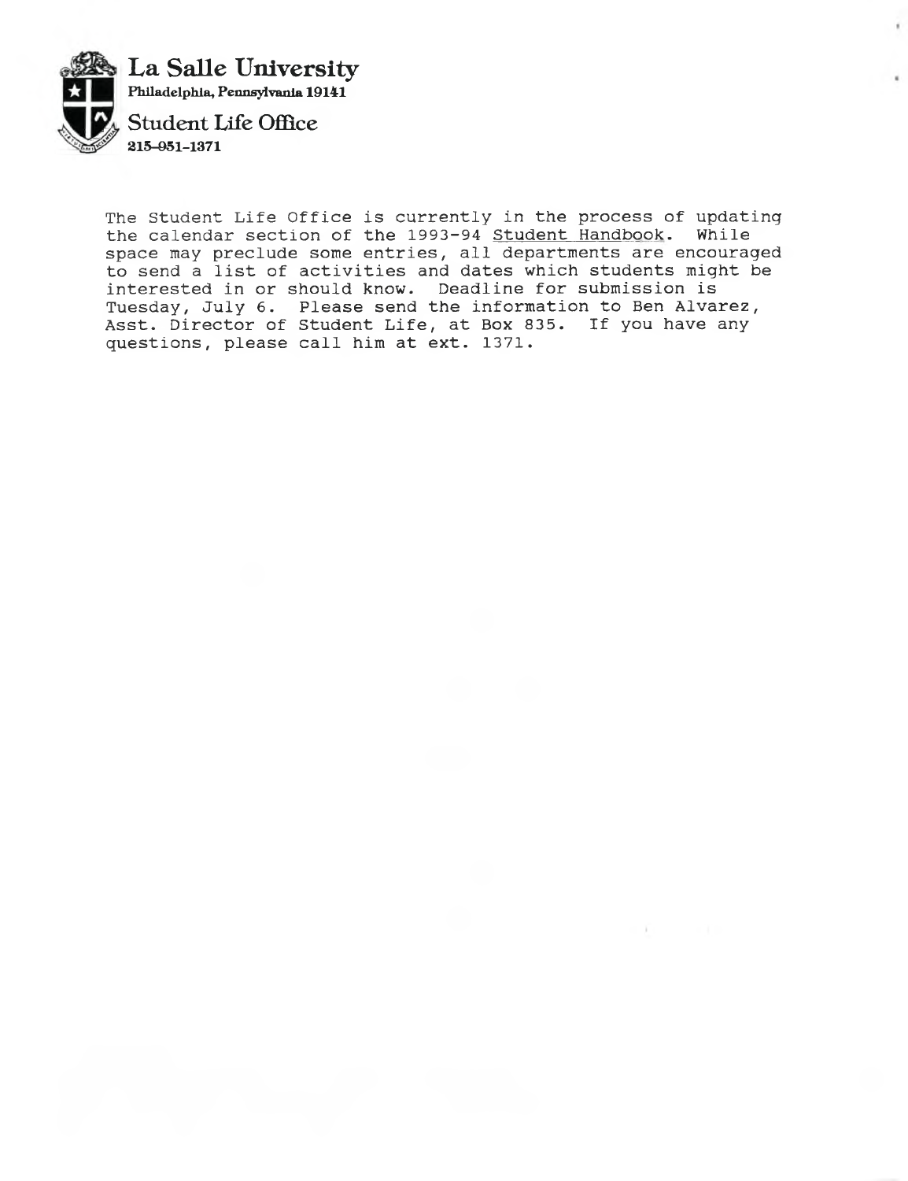# La Salle University

**Philadelphia, Pennsylvania 19141**

## Student Life Office

**215-951-1371**

The Student Life Office is currently in the process of updating the calendar section of the 1993-94 Student Handbook. While space may preclude some entries, all departments are encouraged to send a list of activities and dates which students might be interested in or should know. Deadline for submission is Tuesday, July 6. Please send the information to Ben Alvarez, Asst. Director of Student Life, at Box 835. If you have any questions, please call him at ext. 1371.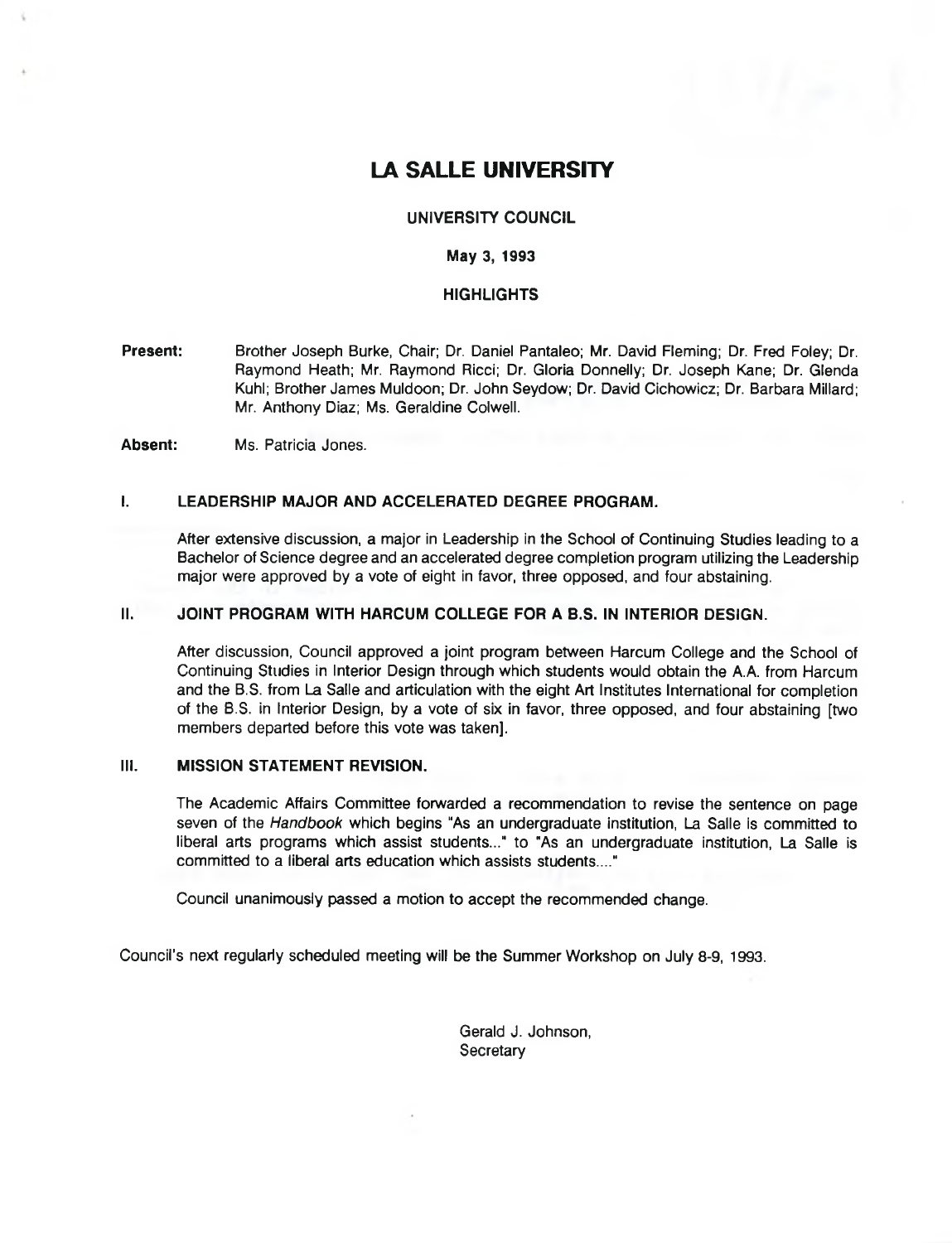# LA SALLE UNIVERSITY

## UNIVERSITY COUNCIL

### May 3, 1993

### HIGHLIGHTS

**Present:** Brother Joseph Burke, Chair; Dr. Daniel Pantaleo; Mr. David Fleming; Dr. Fred Foley; Dr. Raymond Heath; Mr. Raymond Ricci; Dr. Gloria Donnelly; Dr. Joseph Kane; Dr. Glenda Kuhl; Brother James Muldoon; Dr. John Seydow; Dr. David Cichowicz; Dr. Barbara Millard; Mr. Anthony Diaz; Ms. Geraldine Colwell.

**Absent:** Ms. Patricia Jones.

**I. LEADERSHIP MAJOR AND ACCELERATED DEGREE PROGRAM.**

After extensive discussion, a major in Leadership in the School of Continuing Studies leading to a Bachelor of Science degree and an accelerated degree completion program utilizing the Leadership major were approved by a vote of eight in favor, three opposed, and four abstaining.

**II. JOINT PROGRAM WITH HARCUM COLLEGE FOR A B.S. IN INTERIOR DESIGN.**

After discussion, Council approved a joint program between Harcum College and the School of Continuing Studies in Interior Design through which students would obtain the A.A. from Harcum and the B.S. from La Salle and articulation with the eight Art Institutes International for completion of the B.S. in Interior Design, by a vote of six in favor, three opposed, and four abstaining [two members departed before this vote was taken].

**III. MISSION STATEMENT REVISION.**

The Academic Affairs Committee forwarded a recommendation to revise the sentence on page seven of the *Handbook* which begins "As an undergraduate institution, La Salle is committed to liberal arts programs which assist students..." to "As an undergraduate institution, La Salle is committed to a liberal arts education which assists students...."

Council unanimously passed a motion to accept the recommended change.

Council's next regularly scheduled meeting will be the Summer Workshop on July 8-9, 1993.

Gerald J. Johnson,
Secretary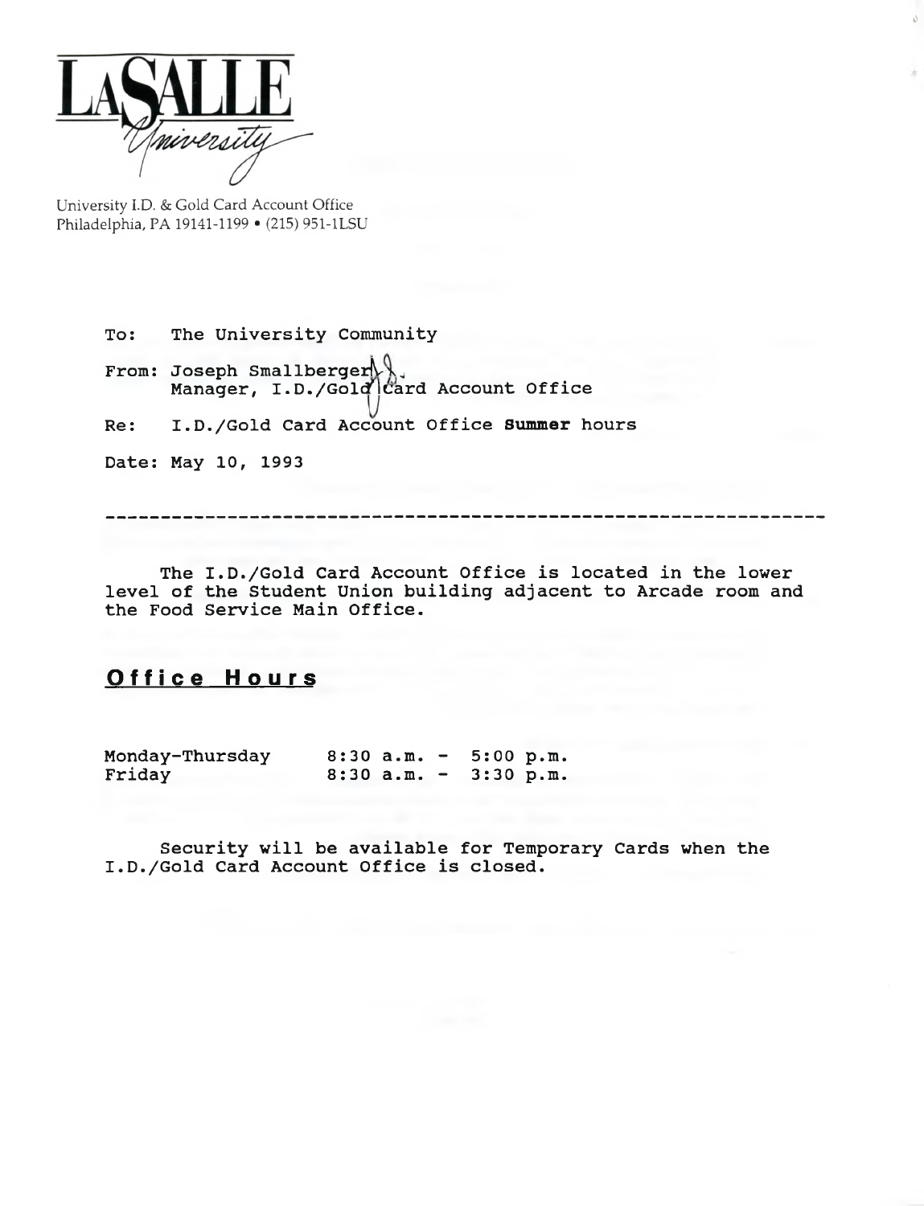LaSALLE University

University I.D. & Gold Card Account Office
Philadelphia, PA 19141-1199 • (215) 951-1LSU

To: The University Community

From: Joseph Smallberger
Manager, I.D./Gold Card Account Office

Re: I.D./Gold Card Account Office **Summer** hours

Date: May 10, 1993

---

The I.D./Gold Card Account Office is located in the lower level of the Student Union building adjacent to Arcade room and the Food Service Main Office.

## Office Hours

| | |
|---|---|
| Monday-Thursday | 8:30 a.m. - 5:00 p.m. |
| Friday | 8:30 a.m. - 3:30 p.m. |

Security will be available for Temporary Cards when the I.D./Gold Card Account Office is closed.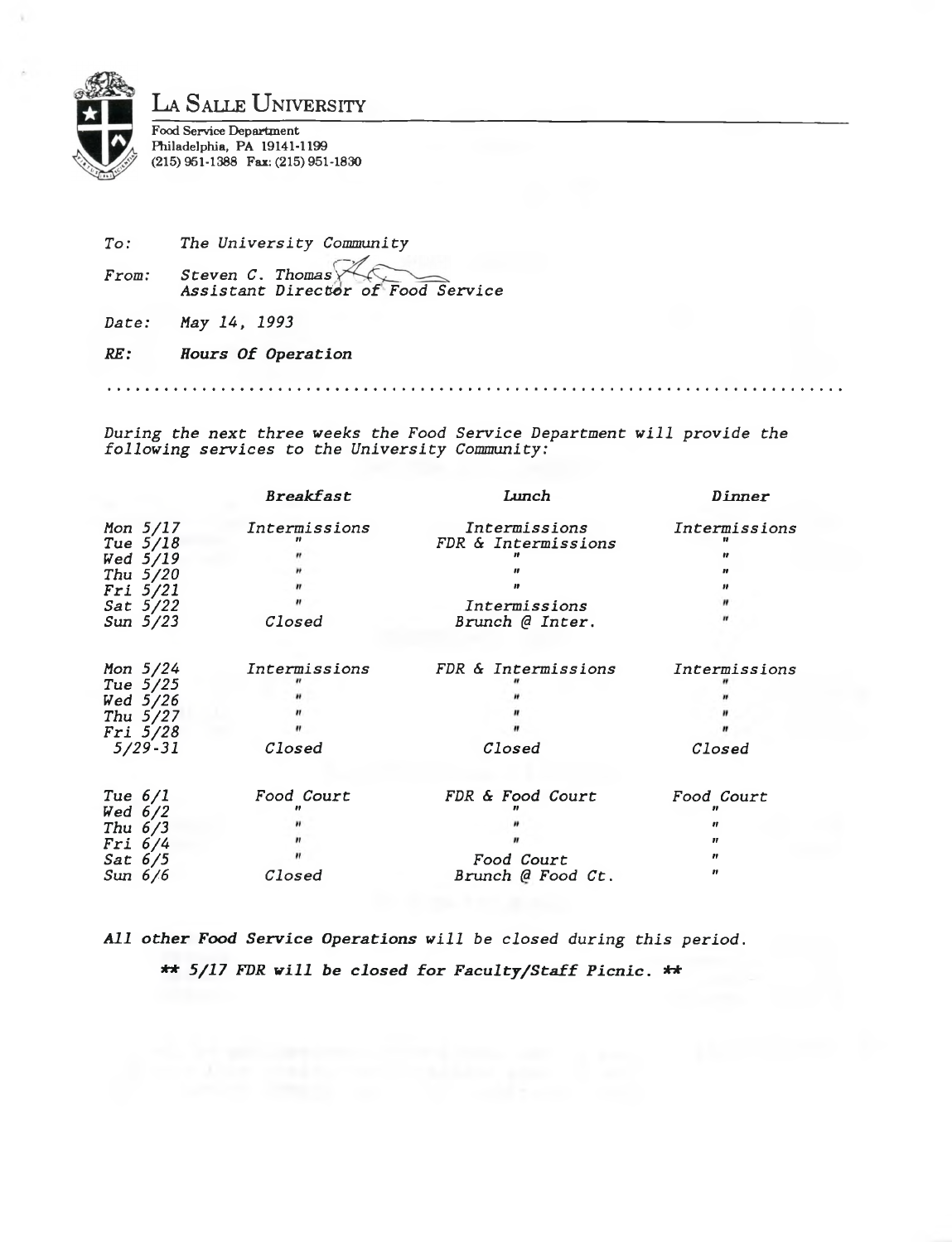# La Salle University

Food Service Department
Philadelphia, PA 19141-1199
(215) 951-1388 Fax: (215) 951-1830

*To:* *The University Community*

*From:* *Steven C. Thomas*
*Assistant Director of Food Service*

*Date:* *May 14, 1993*

***RE:*** ***Hours Of Operation***

---

*During the next three weeks the Food Service Department will provide the following services to the University Community:*

| | *Breakfast* | *Lunch* | *Dinner* |
|---|---|---|---|
| *Mon 5/17* | *Intermissions* | *Intermissions* | *Intermissions* |
| *Tue 5/18* | " | *FDR & Intermissions* | " |
| *Wed 5/19* | " | " | " |
| *Thu 5/20* | " | " | " |
| *Fri 5/21* | " | " | " |
| *Sat 5/22* | " | *Intermissions* | " |
| *Sun 5/23* | *Closed* | *Brunch @ Inter.* | " |
| *Mon 5/24* | *Intermissions* | *FDR & Intermissions* | *Intermissions* |
| *Tue 5/25* | " | " | " |
| *Wed 5/26* | " | " | " |
| *Thu 5/27* | " | " | " |
| *Fri 5/28* | " | " | " |
| *5/29-31* | *Closed* | *Closed* | *Closed* |
| *Tue 6/1* | *Food Court* | *FDR & Food Court* | *Food Court* |
| *Wed 6/2* | " | " | " |
| *Thu 6/3* | " | " | " |
| *Fri 6/4* | " | " | " |
| *Sat 6/5* | " | *Food Court* | " |
| *Sun 6/6* | *Closed* | *Brunch @ Food Ct.* | " |

***All other Food Service Operations*** *will be closed during this period.*

***\*\* 5/17 FDR will be closed for Faculty/Staff Picnic. \*\****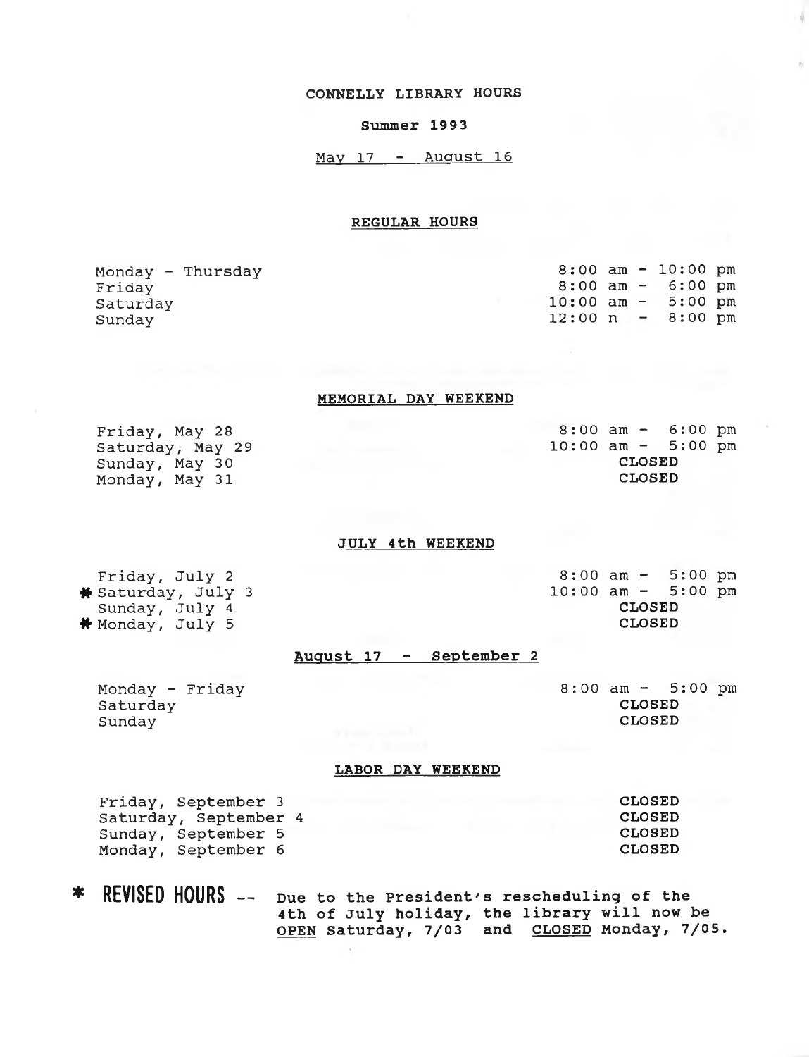# CONNELLY LIBRARY HOURS

## Summer 1993

<u>May 17 - August 16</u>

### REGULAR HOURS

| | |
|---|---|
| Monday - Thursday | 8:00 am - 10:00 pm |
| Friday | 8:00 am - 6:00 pm |
| Saturday | 10:00 am - 5:00 pm |
| Sunday | 12:00 n - 8:00 pm |

### MEMORIAL DAY WEEKEND

| | |
|---|---|
| Friday, May 28 | 8:00 am - 6:00 pm |
| Saturday, May 29 | 10:00 am - 5:00 pm |
| Sunday, May 30 | **CLOSED** |
| Monday, May 31 | **CLOSED** |

### JULY 4th WEEKEND

| | |
|---|---|
| Friday, July 2 | 8:00 am - 5:00 pm |
| * Saturday, July 3 | 10:00 am - 5:00 pm |
| Sunday, July 4 | **CLOSED** |
| * Monday, July 5 | **CLOSED** |

### August 17 - September 2

| | |
|---|---|
| Monday - Friday | 8:00 am - 5:00 pm |
| Saturday | **CLOSED** |
| Sunday | **CLOSED** |

### LABOR DAY WEEKEND

| | |
|---|---|
| Friday, September 3 | **CLOSED** |
| Saturday, September 4 | **CLOSED** |
| Sunday, September 5 | **CLOSED** |
| Monday, September 6 | **CLOSED** |

**\* REVISED HOURS --** **Due to the President's rescheduling of the 4th of July holiday, the library will now be <u>OPEN</u> Saturday, 7/03 and <u>CLOSED</u> Monday, 7/05.**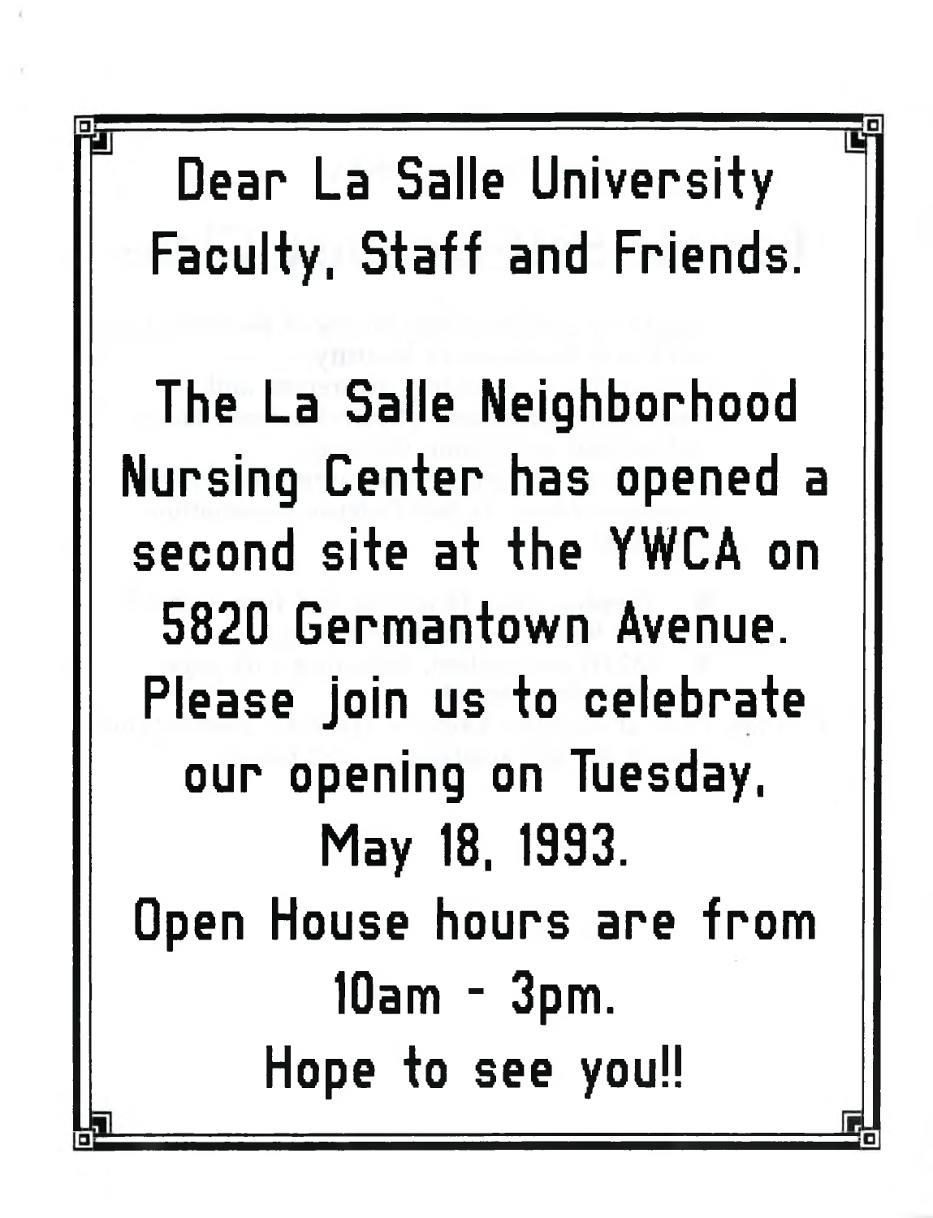Dear La Salle University Faculty, Staff and Friends.

The La Salle Neighborhood Nursing Center has opened a second site at the YWCA on 5820 Germantown Avenue. Please join us to celebrate our opening on Tuesday, May 18, 1993.

Open House hours are from 10am - 3pm.

Hope to see you!!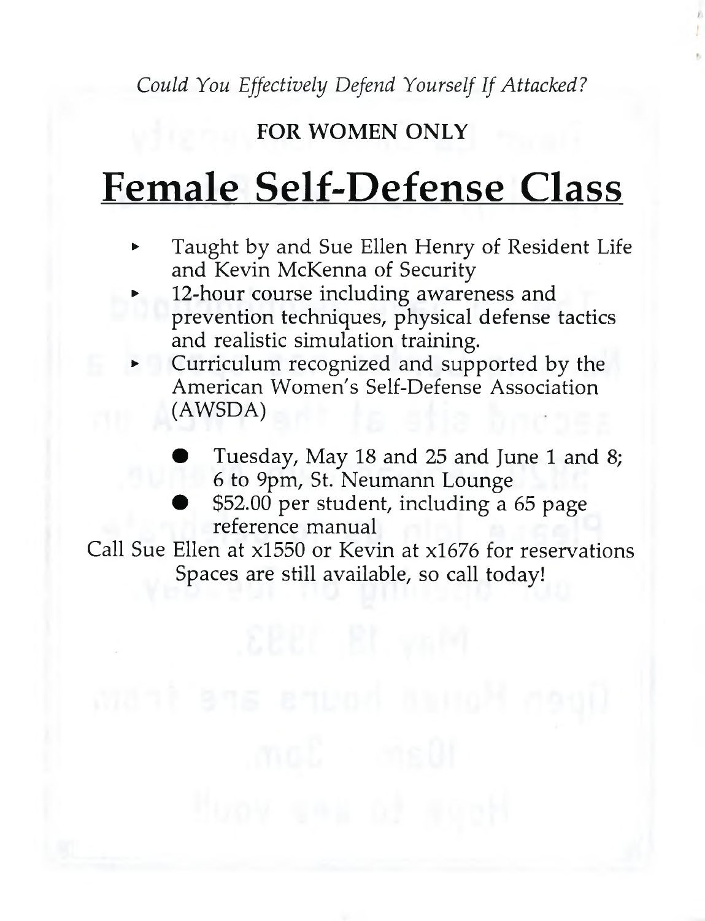*Could You Effectively Defend Yourself If Attacked?*

**FOR WOMEN ONLY**

# Female Self-Defense Class

- Taught by and Sue Ellen Henry of Resident Life and Kevin McKenna of Security
- 12-hour course including awareness and prevention techniques, physical defense tactics and realistic simulation training.
- Curriculum recognized and supported by the American Women's Self-Defense Association (AWSDA)

- Tuesday, May 18 and 25 and June 1 and 8; 6 to 9pm, St. Neumann Lounge
- $52.00 per student, including a 65 page reference manual

Call Sue Ellen at x1550 or Kevin at x1676 for reservations

Spaces are still available, so call today!